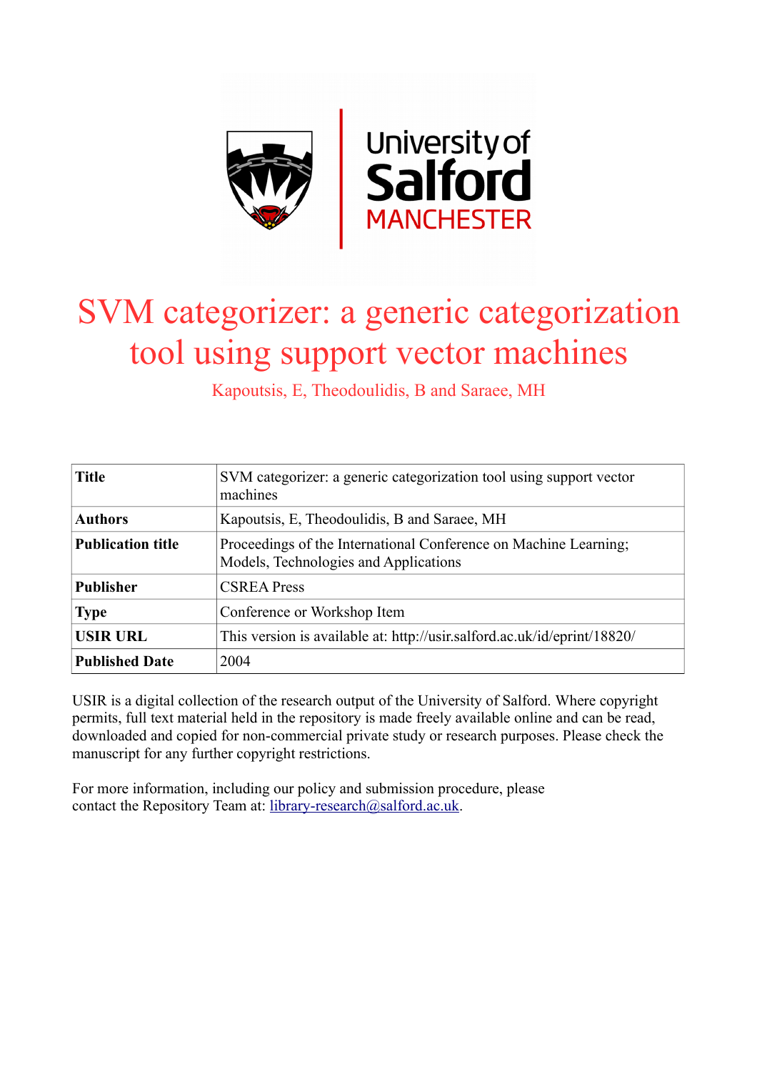# SVM categorizer: a generic categorization tool using support vector machines

Kapoutsis, E, Theodoulidis, B and Saraee, MH

| | |
|---|---|
| **Title** | SVM categorizer: a generic categorization tool using support vector machines |
| **Authors** | Kapoutsis, E, Theodoulidis, B and Saraee, MH |
| **Publication title** | Proceedings of the International Conference on Machine Learning; Models, Technologies and Applications |
| **Publisher** | CSREA Press |
| **Type** | Conference or Workshop Item |
| **USIR URL** | This version is available at: http://usir.salford.ac.uk/id/eprint/18820/ |
| **Published Date** | 2004 |

USIR is a digital collection of the research output of the University of Salford. Where copyright permits, full text material held in the repository is made freely available online and can be read, downloaded and copied for non-commercial private study or research purposes. Please check the manuscript for any further copyright restrictions.

For more information, including our policy and submission procedure, please contact the Repository Team at: library-research@salford.ac.uk.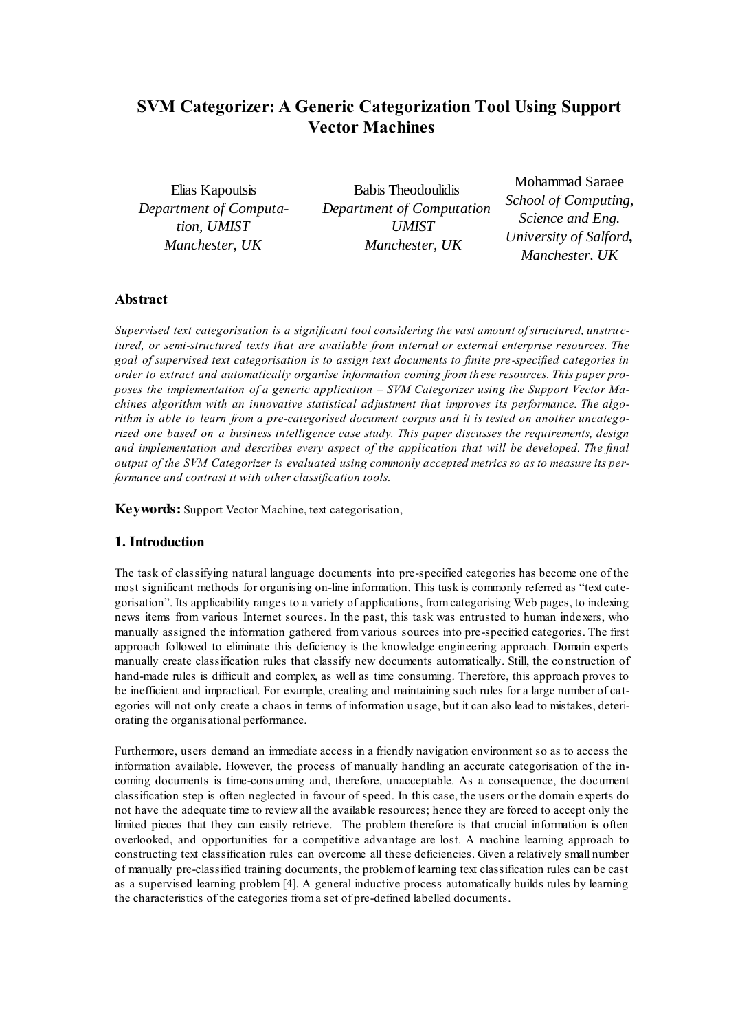# SVM Categorizer: A Generic Categorization Tool Using Support Vector Machines

Elias Kapoutsis
*Department of Computation, UMIST*
*Manchester, UK*

Babis Theodoulidis
*Department of Computation*
*UMIST*
*Manchester, UK*

Mohammad Saraee
*School of Computing, Science and Eng.*
*University of Salford,*
*Manchester, UK*

### Abstract

*Supervised text categorisation is a significant tool considering the vast amount of structured, unstructured, or semi-structured texts that are available from internal or external enterprise resources. The goal of supervised text categorisation is to assign text documents to finite pre-specified categories in order to extract and automatically organise information coming from these resources. This paper proposes the implementation of a generic application – SVM Categorizer using the Support Vector Machines algorithm with an innovative statistical adjustment that improves its performance. The algorithm is able to learn from a pre-categorised document corpus and it is tested on another uncategorized one based on a business intelligence case study. This paper discusses the requirements, design and implementation and describes every aspect of the application that will be developed. The final output of the SVM Categorizer is evaluated using commonly accepted metrics so as to measure its performance and contrast it with other classification tools.*

**Keywords:** Support Vector Machine, text categorisation,

### 1. Introduction

The task of classifying natural language documents into pre-specified categories has become one of the most significant methods for organising on-line information. This task is commonly referred as "text categorisation". Its applicability ranges to a variety of applications, from categorising Web pages, to indexing news items from various Internet sources. In the past, this task was entrusted to human indexers, who manually assigned the information gathered from various sources into pre-specified categories. The first approach followed to eliminate this deficiency is the knowledge engineering approach. Domain experts manually create classification rules that classify new documents automatically. Still, the construction of hand-made rules is difficult and complex, as well as time consuming. Therefore, this approach proves to be inefficient and impractical. For example, creating and maintaining such rules for a large number of categories will not only create a chaos in terms of information usage, but it can also lead to mistakes, deteriorating the organisational performance.

Furthermore, users demand an immediate access in a friendly navigation environment so as to access the information available. However, the process of manually handling an accurate categorisation of the incoming documents is time-consuming and, therefore, unacceptable. As a consequence, the document classification step is often neglected in favour of speed. In this case, the users or the domain experts do not have the adequate time to review all the available resources; hence they are forced to accept only the limited pieces that they can easily retrieve. The problem therefore is that crucial information is often overlooked, and opportunities for a competitive advantage are lost. A machine learning approach to constructing text classification rules can overcome all these deficiencies. Given a relatively small number of manually pre-classified training documents, the problem of learning text classification rules can be cast as a supervised learning problem [4]. A general inductive process automatically builds rules by learning the characteristics of the categories from a set of pre-defined labelled documents.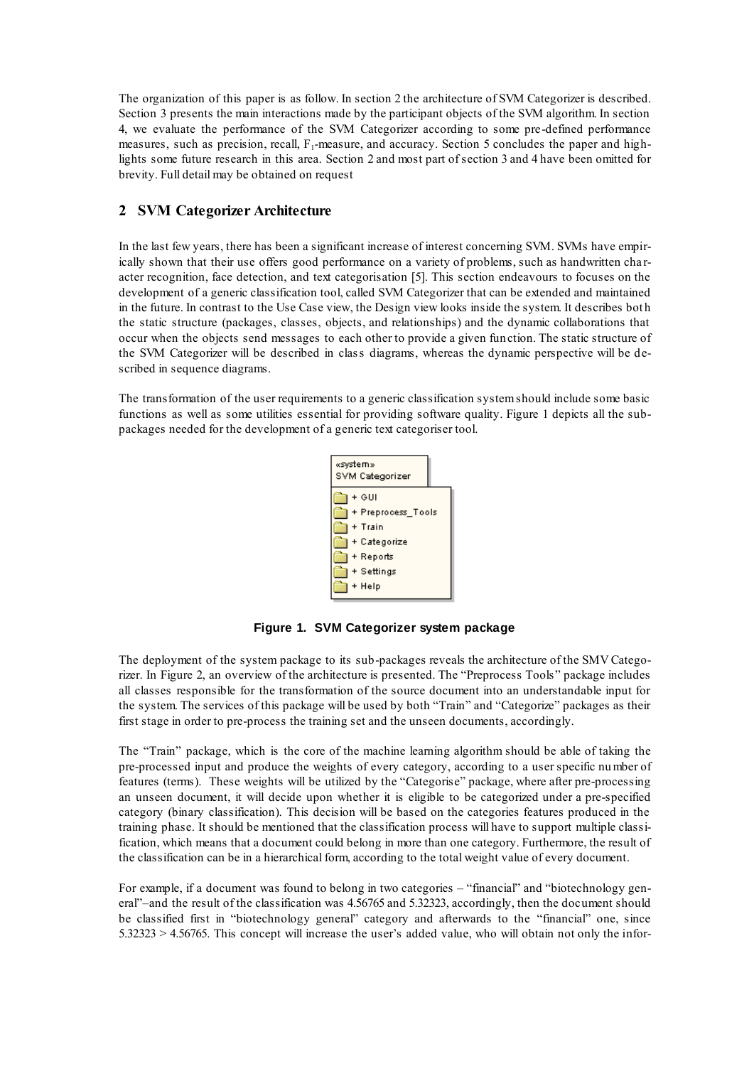The organization of this paper is as follow. In section 2 the architecture of SVM Categorizer is described. Section 3 presents the main interactions made by the participant objects of the SVM algorithm. In section 4, we evaluate the performance of the SVM Categorizer according to some pre-defined performance measures, such as precision, recall, $F_1$-measure, and accuracy. Section 5 concludes the paper and highlights some future research in this area. Section 2 and most part of section 3 and 4 have been omitted for brevity. Full detail may be obtained on request

## 2 SVM Categorizer Architecture

In the last few years, there has been a significant increase of interest concerning SVM. SVMs have empirically shown that their use offers good performance on a variety of problems, such as handwritten character recognition, face detection, and text categorisation [5]. This section endeavours to focuses on the development of a generic classification tool, called SVM Categorizer that can be extended and maintained in the future. In contrast to the Use Case view, the Design view looks inside the system. It describes both the static structure (packages, classes, objects, and relationships) and the dynamic collaborations that occur when the objects send messages to each other to provide a given function. The static structure of the SVM Categorizer will be described in class diagrams, whereas the dynamic perspective will be described in sequence diagrams.

The transformation of the user requirements to a generic classification system should include some basic functions as well as some utilities essential for providing software quality. Figure 1 depicts all the sub-packages needed for the development of a generic text categoriser tool.

«system»
SVM Categorizer

- + GUI
- + Preprocess_Tools
- + Train
- + Categorize
- + Reports
- + Settings
- + Help

**Figure 1. SVM Categorizer system package**

The deployment of the system package to its sub-packages reveals the architecture of the SMV Categorizer. In Figure 2, an overview of the architecture is presented. The "Preprocess Tools" package includes all classes responsible for the transformation of the source document into an understandable input for the system. The services of this package will be used by both "Train" and "Categorize" packages as their first stage in order to pre-process the training set and the unseen documents, accordingly.

The "Train" package, which is the core of the machine learning algorithm should be able of taking the pre-processed input and produce the weights of every category, according to a user specific number of features (terms). These weights will be utilized by the "Categorise" package, where after pre-processing an unseen document, it will decide upon whether it is eligible to be categorized under a pre-specified category (binary classification). This decision will be based on the categories features produced in the training phase. It should be mentioned that the classification process will have to support multiple classification, which means that a document could belong in more than one category. Furthermore, the result of the classification can be in a hierarchical form, according to the total weight value of every document.

For example, if a document was found to belong in two categories – "financial" and "biotechnology general"–and the result of the classification was 4.56765 and 5.32323, accordingly, then the document should be classified first in "biotechnology general" category and afterwards to the "financial" one, since 5.32323 > 4.56765. This concept will increase the user's added value, who will obtain not only the infor-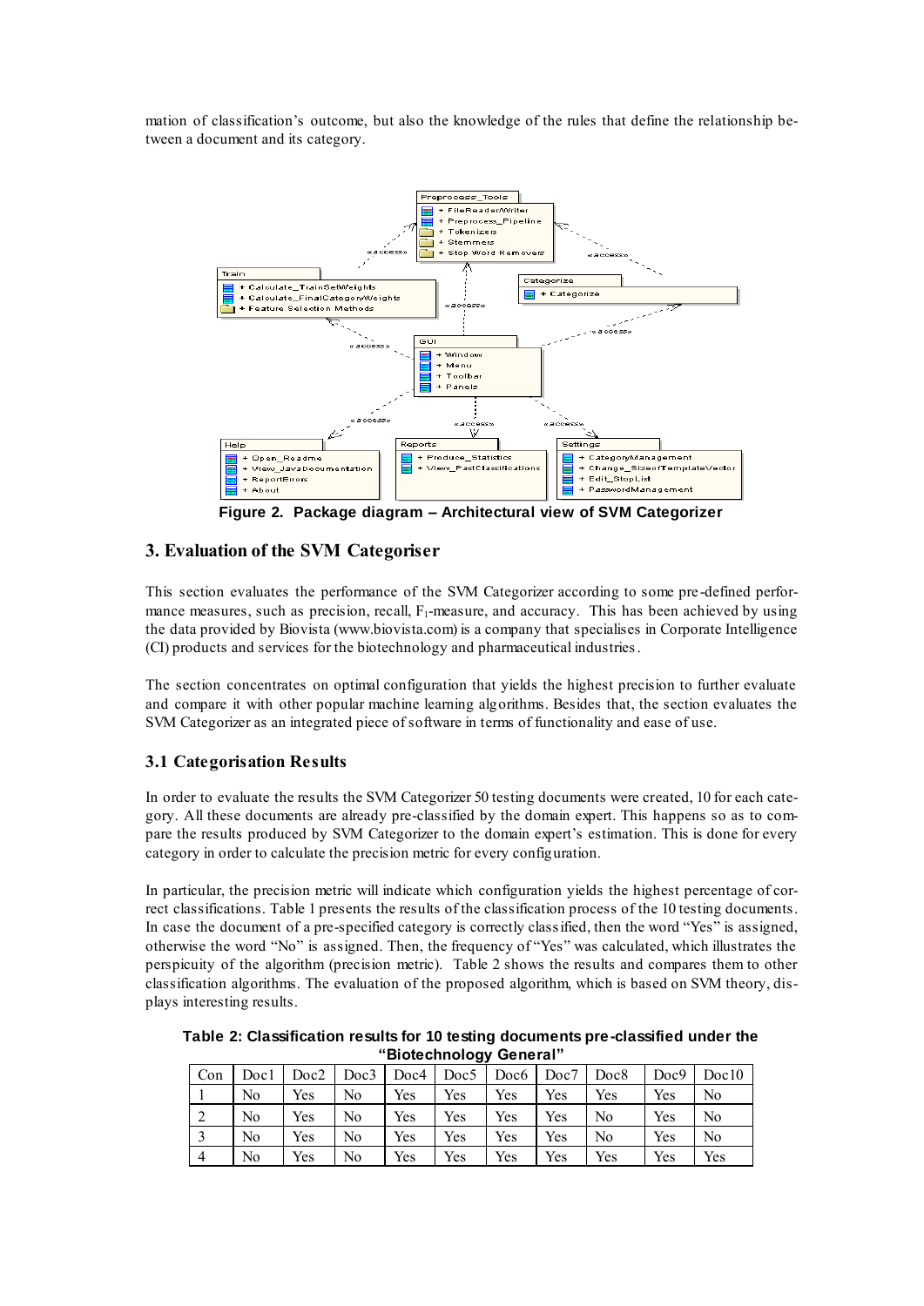mation of classification's outcome, but also the knowledge of the rules that define the relationship between a document and its category.

Figure 2. Package diagram – Architectural view of SVM Categorizer

## 3. Evaluation of the SVM Categoriser

This section evaluates the performance of the SVM Categorizer according to some pre-defined performance measures, such as precision, recall, $F_1$-measure, and accuracy. This has been achieved by using the data provided by Biovista (www.biovista.com) is a company that specialises in Corporate Intelligence (CI) products and services for the biotechnology and pharmaceutical industries.

The section concentrates on optimal configuration that yields the highest precision to further evaluate and compare it with other popular machine learning algorithms. Besides that, the section evaluates the SVM Categorizer as an integrated piece of software in terms of functionality and ease of use.

### 3.1 Categorisation Results

In order to evaluate the results the SVM Categorizer 50 testing documents were created, 10 for each category. All these documents are already pre-classified by the domain expert. This happens so as to compare the results produced by SVM Categorizer to the domain expert's estimation. This is done for every category in order to calculate the precision metric for every configuration.

In particular, the precision metric will indicate which configuration yields the highest percentage of correct classifications. Table 1 presents the results of the classification process of the 10 testing documents. In case the document of a pre-specified category is correctly classified, then the word "Yes" is assigned, otherwise the word "No" is assigned. Then, the frequency of "Yes" was calculated, which illustrates the perspicuity of the algorithm (precision metric). Table 2 shows the results and compares them to other classification algorithms. The evaluation of the proposed algorithm, which is based on SVM theory, displays interesting results.

**Table 2: Classification results for 10 testing documents pre-classified under the "Biotechnology General"**

| Con | Doc1 | Doc2 | Doc3 | Doc4 | Doc5 | Doc6 | Doc7 | Doc8 | Doc9 | Doc10 |
|---|---|---|---|---|---|---|---|---|---|---|
| 1 | No | Yes | No | Yes | Yes | Yes | Yes | Yes | Yes | No |
| 2 | No | Yes | No | Yes | Yes | Yes | Yes | No | Yes | No |
| 3 | No | Yes | No | Yes | Yes | Yes | Yes | No | Yes | No |
| 4 | No | Yes | No | Yes | Yes | Yes | Yes | Yes | Yes | Yes |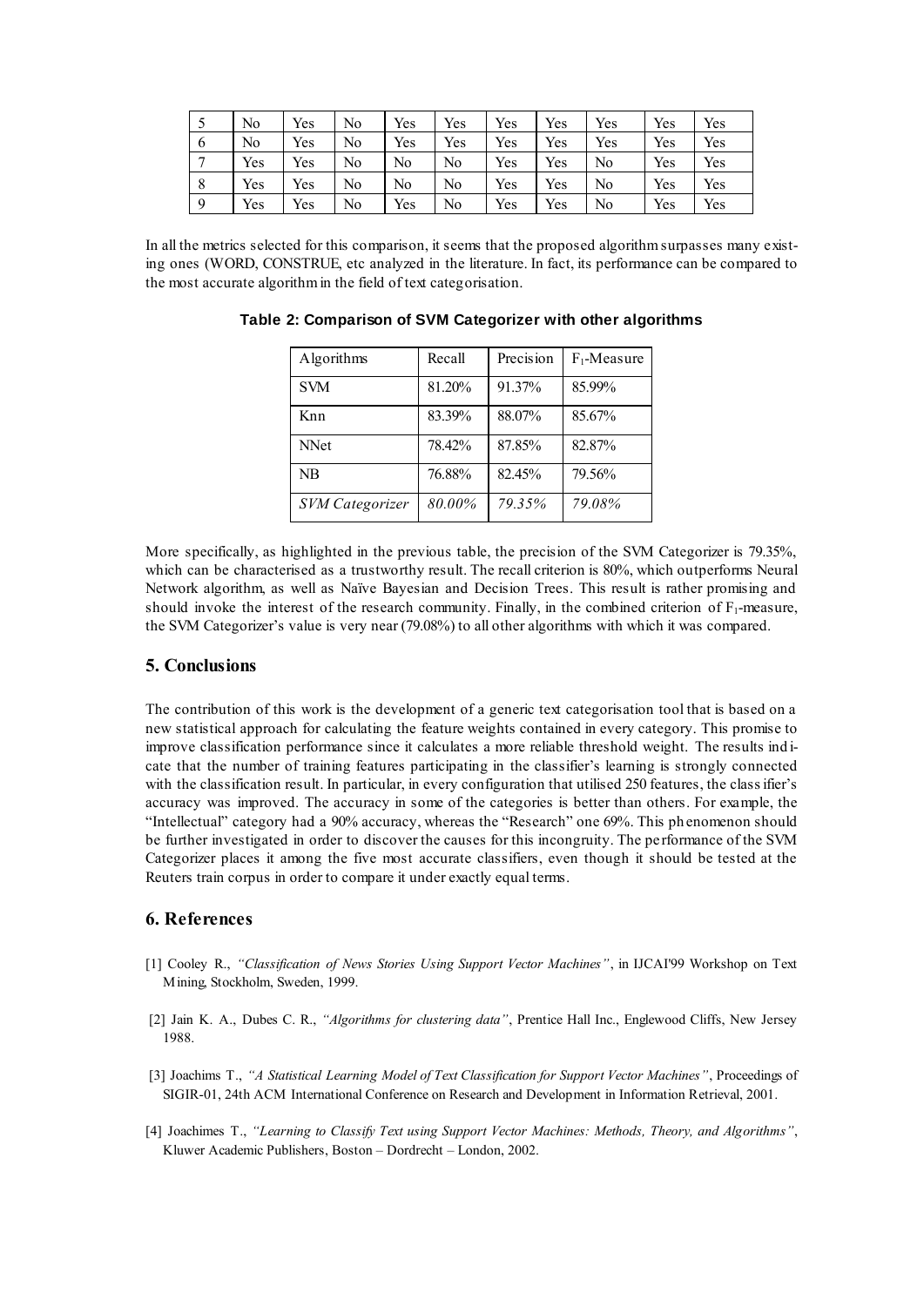| 5 | No | Yes | No | Yes | Yes | Yes | Yes | Yes | Yes | Yes |
|---|---|---|---|---|---|---|---|---|---|---|
| 6 | No | Yes | No | Yes | Yes | Yes | Yes | Yes | Yes | Yes |
| 7 | Yes | Yes | No | No | No | Yes | Yes | No | Yes | Yes |
| 8 | Yes | Yes | No | No | No | Yes | Yes | No | Yes | Yes |
| 9 | Yes | Yes | No | Yes | No | Yes | Yes | No | Yes | Yes |

In all the metrics selected for this comparison, it seems that the proposed algorithm surpasses many existing ones (WORD, CONSTRUE, etc analyzed in the literature. In fact, its performance can be compared to the most accurate algorithm in the field of text categorisation.

**Table 2: Comparison of SVM Categorizer with other algorithms**

| Algorithms | Recall | Precision | $F_1$-Measure |
|---|---|---|---|
| SVM | 81.20% | 91.37% | 85.99% |
| Knn | 83.39% | 88.07% | 85.67% |
| NNet | 78.42% | 87.85% | 82.87% |
| NB | 76.88% | 82.45% | 79.56% |
| *SVM Categorizer* | *80.00%* | *79.35%* | *79.08%* |

More specifically, as highlighted in the previous table, the precision of the SVM Categorizer is 79.35%, which can be characterised as a trustworthy result. The recall criterion is 80%, which outperforms Neural Network algorithm, as well as Naïve Bayesian and Decision Trees. This result is rather promising and should invoke the interest of the research community. Finally, in the combined criterion of $F_1$-measure, the SVM Categorizer's value is very near (79.08%) to all other algorithms with which it was compared.

## 5. Conclusions

The contribution of this work is the development of a generic text categorisation tool that is based on a new statistical approach for calculating the feature weights contained in every category. This promise to improve classification performance since it calculates a more reliable threshold weight. The results indicate that the number of training features participating in the classifier's learning is strongly connected with the classification result. In particular, in every configuration that utilised 250 features, the classifier's accuracy was improved. The accuracy in some of the categories is better than others. For example, the "Intellectual" category had a 90% accuracy, whereas the "Research" one 69%. This phenomenon should be further investigated in order to discover the causes for this incongruity. The performance of the SVM Categorizer places it among the five most accurate classifiers, even though it should be tested at the Reuters train corpus in order to compare it under exactly equal terms.

## 6. References

[1] Cooley R., *"Classification of News Stories Using Support Vector Machines"*, in IJCAI'99 Workshop on Text Mining, Stockholm, Sweden, 1999.

[2] Jain K. A., Dubes C. R., *"Algorithms for clustering data"*, Prentice Hall Inc., Englewood Cliffs, New Jersey 1988.

[3] Joachims T., *"A Statistical Learning Model of Text Classification for Support Vector Machines"*, Proceedings of SIGIR-01, 24th ACM International Conference on Research and Development in Information Retrieval, 2001.

[4] Joachimes T., *"Learning to Classify Text using Support Vector Machines: Methods, Theory, and Algorithms"*, Kluwer Academic Publishers, Boston – Dordrecht – London, 2002.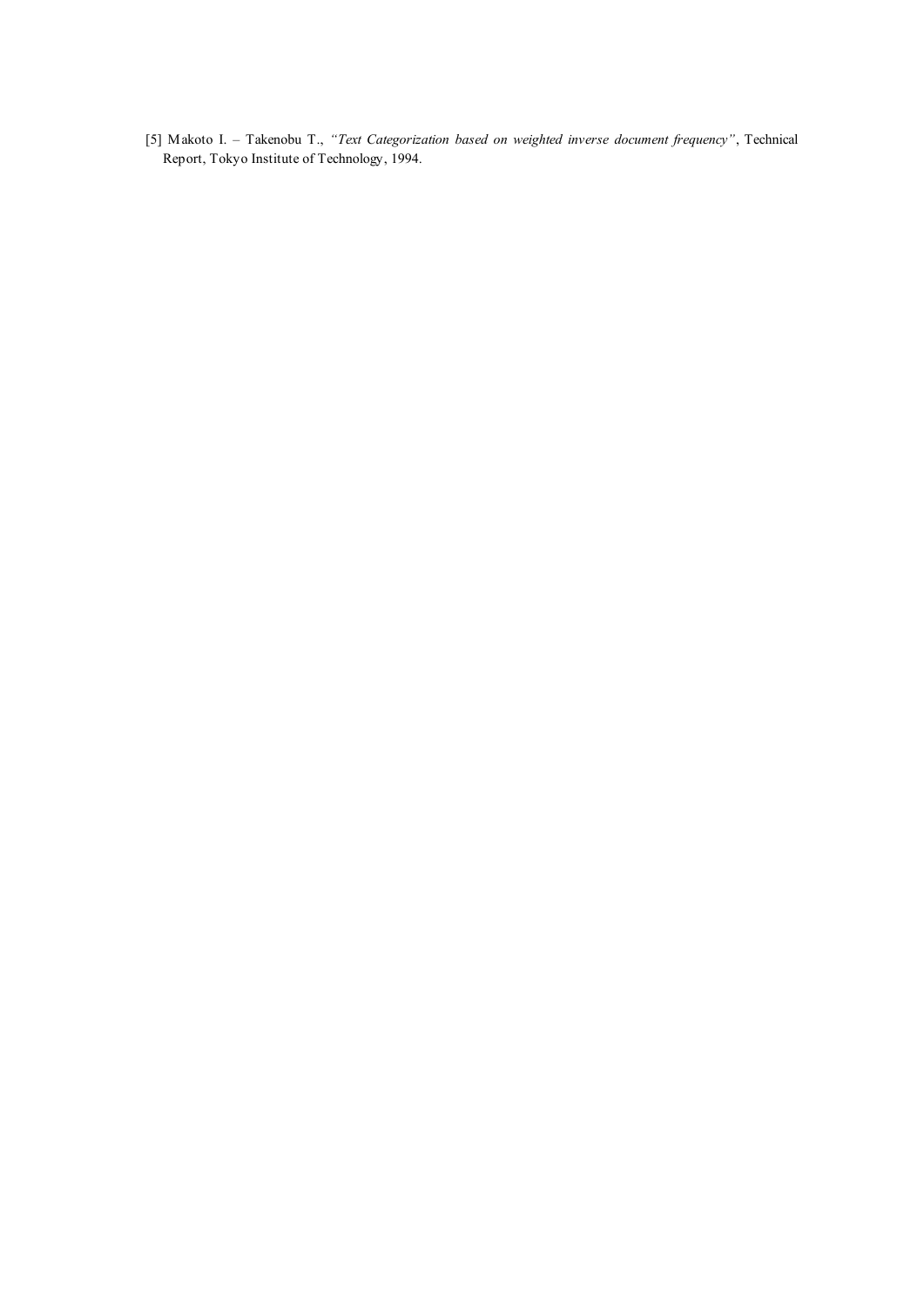[5] Makoto I. – Takenobu T., *"Text Categorization based on weighted inverse document frequency"*, Technical Report, Tokyo Institute of Technology, 1994.